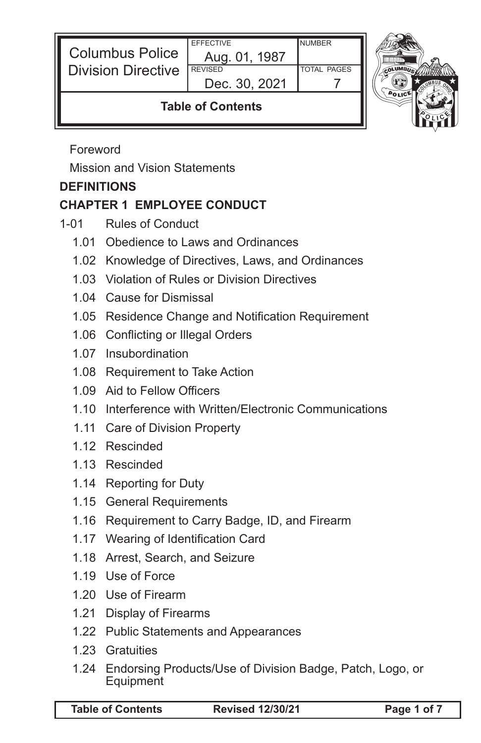| Columbus Police Division Directive | EFFECTIVE Aug. 01, 1987 | NUMBER |
|---|---|---|
| | REVISED Dec. 30, 2021 | TOTAL PAGES 7 |
| **Table of Contents** | | |

Foreword

Mission and Vision Statements

**DEFINITIONS**

**CHAPTER 1 EMPLOYEE CONDUCT**

1-01 Rules of Conduct

- 1.01 Obedience to Laws and Ordinances
- 1.02 Knowledge of Directives, Laws, and Ordinances
- 1.03 Violation of Rules or Division Directives
- 1.04 Cause for Dismissal
- 1.05 Residence Change and Notification Requirement
- 1.06 Conflicting or Illegal Orders
- 1.07 Insubordination
- 1.08 Requirement to Take Action
- 1.09 Aid to Fellow Officers
- 1.10 Interference with Written/Electronic Communications
- 1.11 Care of Division Property
- 1.12 Rescinded
- 1.13 Rescinded
- 1.14 Reporting for Duty
- 1.15 General Requirements
- 1.16 Requirement to Carry Badge, ID, and Firearm
- 1.17 Wearing of Identification Card
- 1.18 Arrest, Search, and Seizure
- 1.19 Use of Force
- 1.20 Use of Firearm
- 1.21 Display of Firearms
- 1.22 Public Statements and Appearances
- 1.23 Gratuities
- 1.24 Endorsing Products/Use of Division Badge, Patch, Logo, or Equipment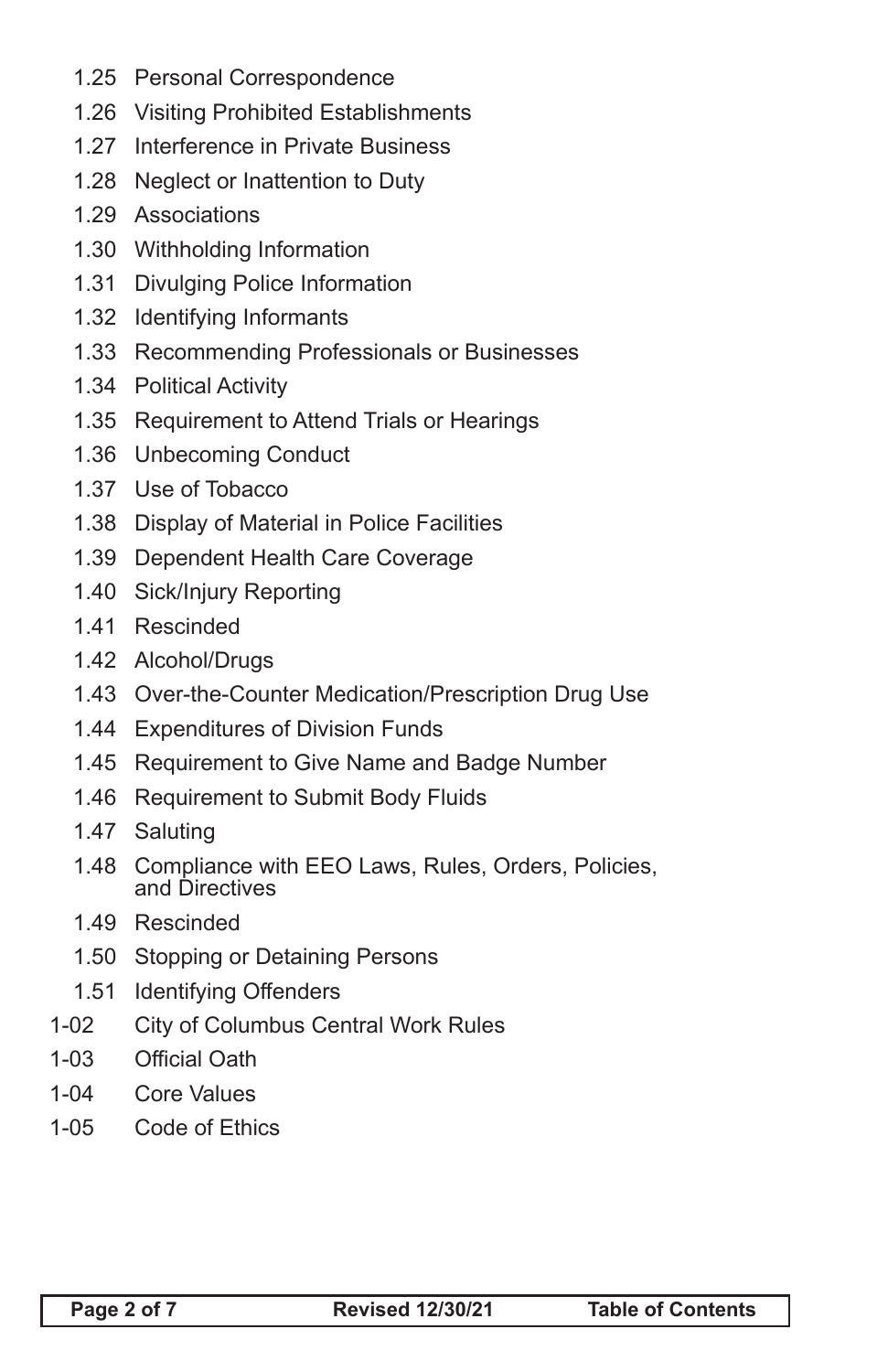- 1.25 Personal Correspondence
- 1.26 Visiting Prohibited Establishments
- 1.27 Interference in Private Business
- 1.28 Neglect or Inattention to Duty
- 1.29 Associations
- 1.30 Withholding Information
- 1.31 Divulging Police Information
- 1.32 Identifying Informants
- 1.33 Recommending Professionals or Businesses
- 1.34 Political Activity
- 1.35 Requirement to Attend Trials or Hearings
- 1.36 Unbecoming Conduct
- 1.37 Use of Tobacco
- 1.38 Display of Material in Police Facilities
- 1.39 Dependent Health Care Coverage
- 1.40 Sick/Injury Reporting
- 1.41 Rescinded
- 1.42 Alcohol/Drugs
- 1.43 Over-the-Counter Medication/Prescription Drug Use
- 1.44 Expenditures of Division Funds
- 1.45 Requirement to Give Name and Badge Number
- 1.46 Requirement to Submit Body Fluids
- 1.47 Saluting
- 1.48 Compliance with EEO Laws, Rules, Orders, Policies, and Directives
- 1.49 Rescinded
- 1.50 Stopping or Detaining Persons
- 1.51 Identifying Offenders

1-02 City of Columbus Central Work Rules

1-03 Official Oath

1-04 Core Values

1-05 Code of Ethics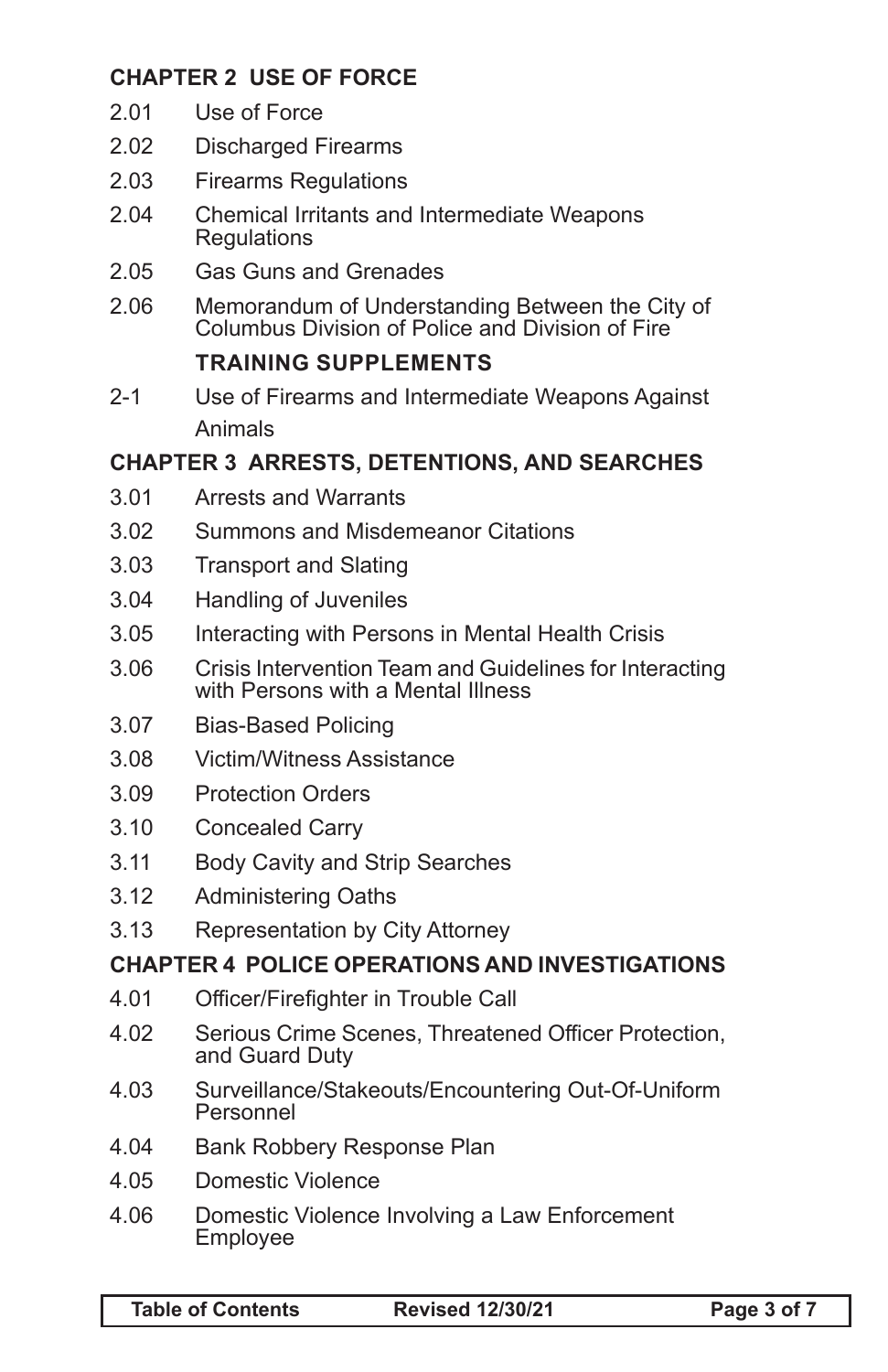## CHAPTER 2 USE OF FORCE

| | |
|---|---|
| 2.01 | Use of Force |
| 2.02 | Discharged Firearms |
| 2.03 | Firearms Regulations |
| 2.04 | Chemical Irritants and Intermediate Weapons Regulations |
| 2.05 | Gas Guns and Grenades |
| 2.06 | Memorandum of Understanding Between the City of Columbus Division of Police and Division of Fire |

### TRAINING SUPPLEMENTS

| | |
|---|---|
| 2-1 | Use of Firearms and Intermediate Weapons Against Animals |

## CHAPTER 3 ARRESTS, DETENTIONS, AND SEARCHES

| | |
|---|---|
| 3.01 | Arrests and Warrants |
| 3.02 | Summons and Misdemeanor Citations |
| 3.03 | Transport and Slating |
| 3.04 | Handling of Juveniles |
| 3.05 | Interacting with Persons in Mental Health Crisis |
| 3.06 | Crisis Intervention Team and Guidelines for Interacting with Persons with a Mental Illness |
| 3.07 | Bias-Based Policing |
| 3.08 | Victim/Witness Assistance |
| 3.09 | Protection Orders |
| 3.10 | Concealed Carry |
| 3.11 | Body Cavity and Strip Searches |
| 3.12 | Administering Oaths |
| 3.13 | Representation by City Attorney |

## CHAPTER 4 POLICE OPERATIONS AND INVESTIGATIONS

| | |
|---|---|
| 4.01 | Officer/Firefighter in Trouble Call |
| 4.02 | Serious Crime Scenes, Threatened Officer Protection, and Guard Duty |
| 4.03 | Surveillance/Stakeouts/Encountering Out-Of-Uniform Personnel |
| 4.04 | Bank Robbery Response Plan |
| 4.05 | Domestic Violence |
| 4.06 | Domestic Violence Involving a Law Enforcement Employee |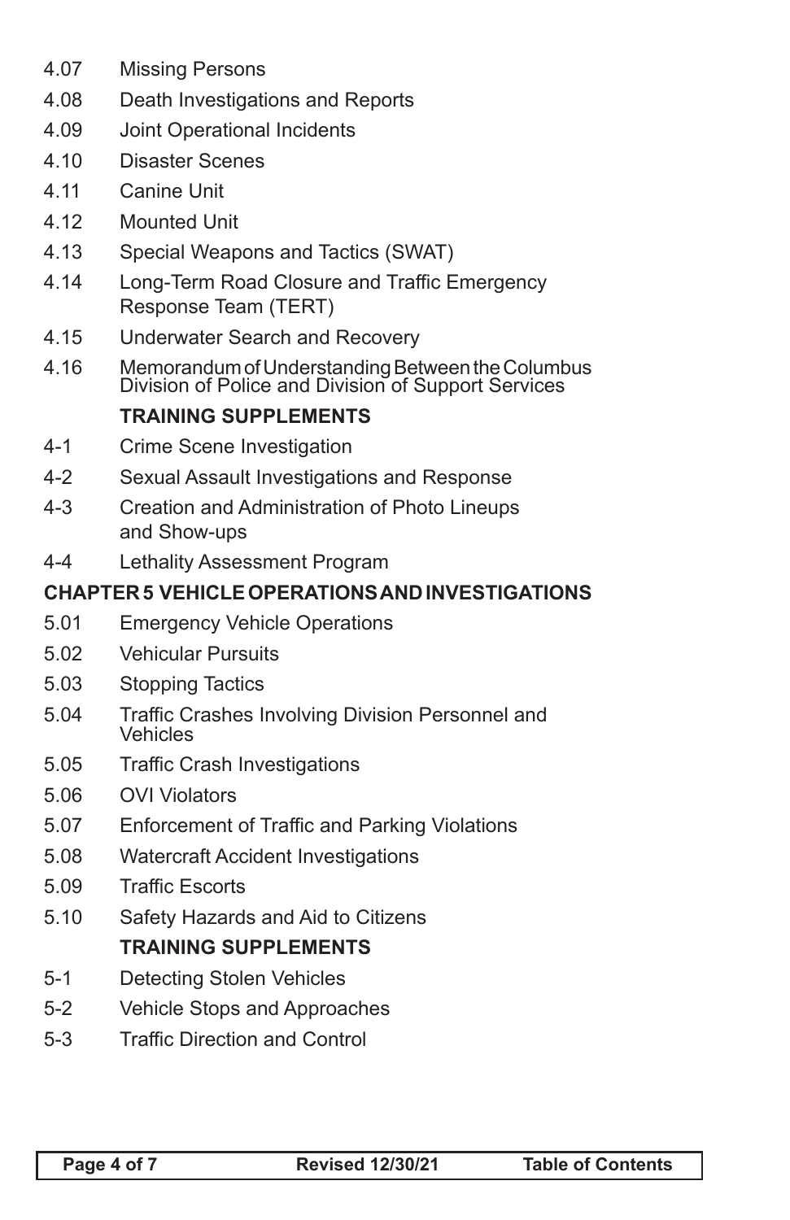4.07 Missing Persons

4.08 Death Investigations and Reports

4.09 Joint Operational Incidents

4.10 Disaster Scenes

4.11 Canine Unit

4.12 Mounted Unit

4.13 Special Weapons and Tactics (SWAT)

4.14 Long-Term Road Closure and Traffic Emergency Response Team (TERT)

4.15 Underwater Search and Recovery

4.16 Memorandum of Understanding Between the Columbus Division of Police and Division of Support Services

**TRAINING SUPPLEMENTS**

4-1 Crime Scene Investigation

4-2 Sexual Assault Investigations and Response

4-3 Creation and Administration of Photo Lineups and Show-ups

4-4 Lethality Assessment Program

## CHAPTER 5 VEHICLE OPERATIONS AND INVESTIGATIONS

5.01 Emergency Vehicle Operations

5.02 Vehicular Pursuits

5.03 Stopping Tactics

5.04 Traffic Crashes Involving Division Personnel and Vehicles

5.05 Traffic Crash Investigations

5.06 OVI Violators

5.07 Enforcement of Traffic and Parking Violations

5.08 Watercraft Accident Investigations

5.09 Traffic Escorts

5.10 Safety Hazards and Aid to Citizens

**TRAINING SUPPLEMENTS**

5-1 Detecting Stolen Vehicles

5-2 Vehicle Stops and Approaches

5-3 Traffic Direction and Control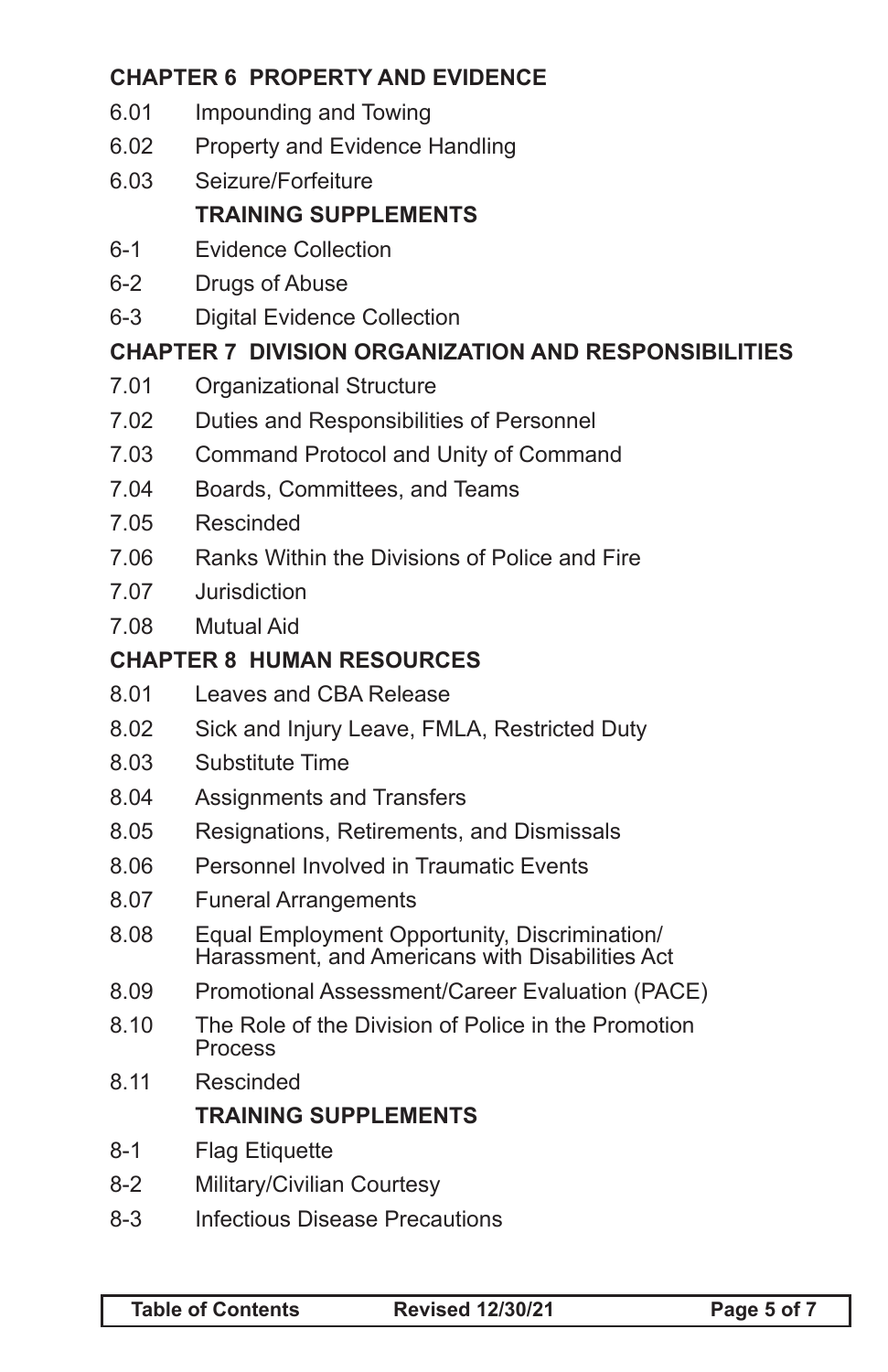## CHAPTER 6 PROPERTY AND EVIDENCE

| | |
|---|---|
| 6.01 | Impounding and Towing |
| 6.02 | Property and Evidence Handling |
| 6.03 | Seizure/Forfeiture |

### TRAINING SUPPLEMENTS

| | |
|---|---|
| 6-1 | Evidence Collection |
| 6-2 | Drugs of Abuse |
| 6-3 | Digital Evidence Collection |

## CHAPTER 7 DIVISION ORGANIZATION AND RESPONSIBILITIES

| | |
|---|---|
| 7.01 | Organizational Structure |
| 7.02 | Duties and Responsibilities of Personnel |
| 7.03 | Command Protocol and Unity of Command |
| 7.04 | Boards, Committees, and Teams |
| 7.05 | Rescinded |
| 7.06 | Ranks Within the Divisions of Police and Fire |
| 7.07 | Jurisdiction |
| 7.08 | Mutual Aid |

## CHAPTER 8 HUMAN RESOURCES

| | |
|---|---|
| 8.01 | Leaves and CBA Release |
| 8.02 | Sick and Injury Leave, FMLA, Restricted Duty |
| 8.03 | Substitute Time |
| 8.04 | Assignments and Transfers |
| 8.05 | Resignations, Retirements, and Dismissals |
| 8.06 | Personnel Involved in Traumatic Events |
| 8.07 | Funeral Arrangements |
| 8.08 | Equal Employment Opportunity, Discrimination/ Harassment, and Americans with Disabilities Act |
| 8.09 | Promotional Assessment/Career Evaluation (PACE) |
| 8.10 | The Role of the Division of Police in the Promotion Process |
| 8.11 | Rescinded |

### TRAINING SUPPLEMENTS

| | |
|---|---|
| 8-1 | Flag Etiquette |
| 8-2 | Military/Civilian Courtesy |
| 8-3 | Infectious Disease Precautions |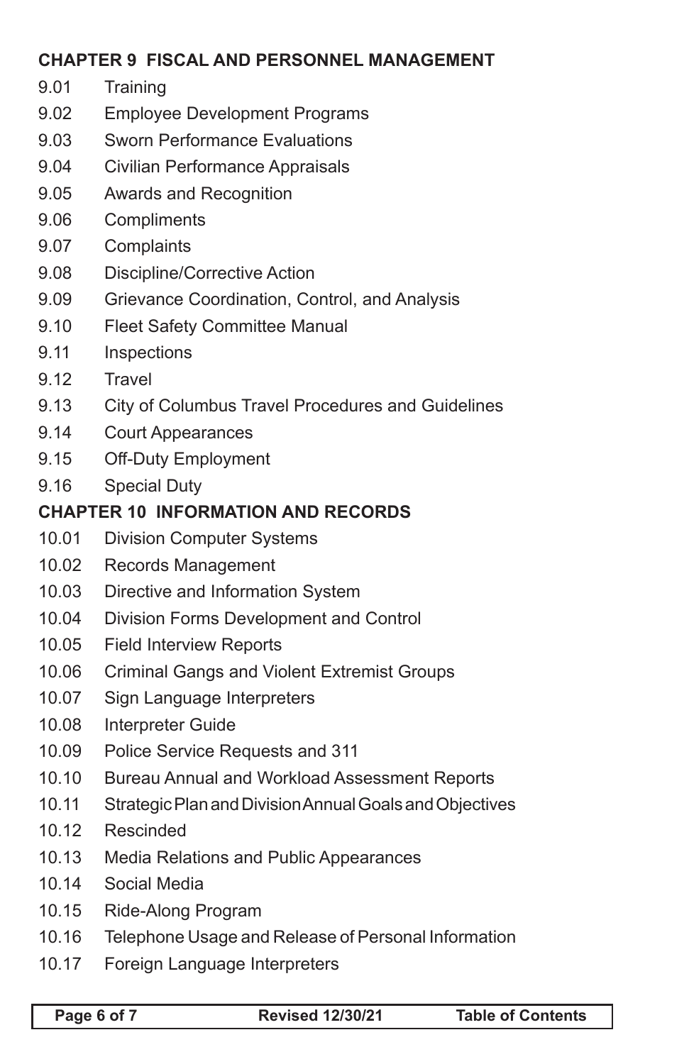## CHAPTER 9 FISCAL AND PERSONNEL MANAGEMENT

9.01 Training

9.02 Employee Development Programs

9.03 Sworn Performance Evaluations

9.04 Civilian Performance Appraisals

9.05 Awards and Recognition

9.06 Compliments

9.07 Complaints

9.08 Discipline/Corrective Action

9.09 Grievance Coordination, Control, and Analysis

9.10 Fleet Safety Committee Manual

9.11 Inspections

9.12 Travel

9.13 City of Columbus Travel Procedures and Guidelines

9.14 Court Appearances

9.15 Off-Duty Employment

9.16 Special Duty

## CHAPTER 10 INFORMATION AND RECORDS

10.01 Division Computer Systems

10.02 Records Management

10.03 Directive and Information System

10.04 Division Forms Development and Control

10.05 Field Interview Reports

10.06 Criminal Gangs and Violent Extremist Groups

10.07 Sign Language Interpreters

10.08 Interpreter Guide

10.09 Police Service Requests and 311

10.10 Bureau Annual and Workload Assessment Reports

10.11 Strategic Plan and Division Annual Goals and Objectives

10.12 Rescinded

10.13 Media Relations and Public Appearances

10.14 Social Media

10.15 Ride-Along Program

10.16 Telephone Usage and Release of Personal Information

10.17 Foreign Language Interpreters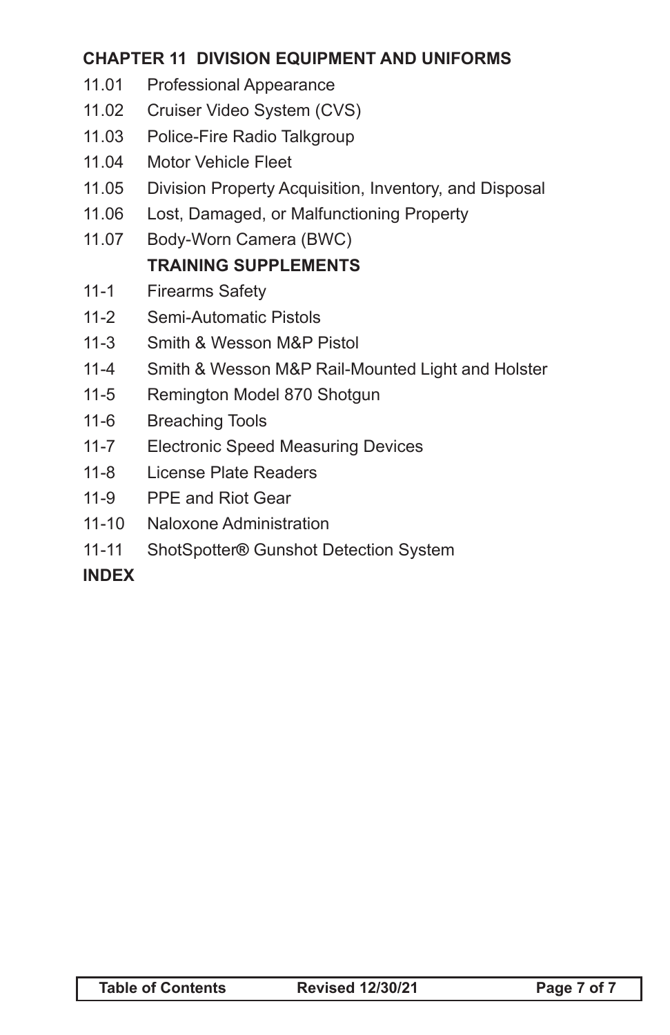**CHAPTER 11 DIVISION EQUIPMENT AND UNIFORMS**

11.01 Professional Appearance

11.02 Cruiser Video System (CVS)

11.03 Police-Fire Radio Talkgroup

11.04 Motor Vehicle Fleet

11.05 Division Property Acquisition, Inventory, and Disposal

11.06 Lost, Damaged, or Malfunctioning Property

11.07 Body-Worn Camera (BWC)

**TRAINING SUPPLEMENTS**

11-1 Firearms Safety

11-2 Semi-Automatic Pistols

11-3 Smith & Wesson M&P Pistol

11-4 Smith & Wesson M&P Rail-Mounted Light and Holster

11-5 Remington Model 870 Shotgun

11-6 Breaching Tools

11-7 Electronic Speed Measuring Devices

11-8 License Plate Readers

11-9 PPE and Riot Gear

11-10 Naloxone Administration

11-11 ShotSpotter® Gunshot Detection System

**INDEX**